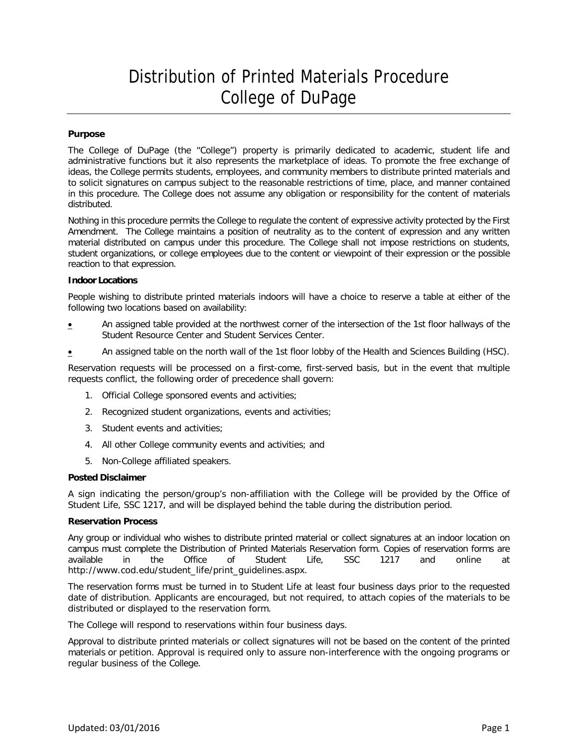# Distribution of Printed Materials Procedure
# College of DuPage

**Purpose**

The College of DuPage (the "College") property is primarily dedicated to academic, student life and administrative functions but it also represents the marketplace of ideas. To promote the free exchange of ideas, the College permits students, employees, and community members to distribute printed materials and to solicit signatures on campus subject to the reasonable restrictions of time, place, and manner contained in this procedure. The College does not assume any obligation or responsibility for the content of materials distributed.

Nothing in this procedure permits the College to regulate the content of expressive activity protected by the First Amendment. The College maintains a position of neutrality as to the content of expression and any written material distributed on campus under this procedure. The College shall not impose restrictions on students, student organizations, or college employees due to the content or viewpoint of their expression or the possible reaction to that expression.

**Indoor Locations**

People wishing to distribute printed materials indoors will have a choice to reserve a table at either of the following two locations based on availability:

- An assigned table provided at the northwest corner of the intersection of the 1st floor hallways of the Student Resource Center and Student Services Center.
- An assigned table on the north wall of the 1st floor lobby of the Health and Sciences Building (HSC).

Reservation requests will be processed on a first-come, first-served basis, but in the event that multiple requests conflict, the following order of precedence shall govern:

1. Official College sponsored events and activities;
2. Recognized student organizations, events and activities;
3. Student events and activities;
4. All other College community events and activities; and
5. Non-College affiliated speakers.

**Posted Disclaimer**

A sign indicating the person/group's non-affiliation with the College will be provided by the Office of Student Life, SSC 1217, and will be displayed behind the table during the distribution period.

**Reservation Process**

Any group or individual who wishes to distribute printed material or collect signatures at an indoor location on campus must complete the Distribution of Printed Materials Reservation form. Copies of reservation forms are available in the Office of Student Life, SSC 1217 and online at http://www.cod.edu/student_life/print_guidelines.aspx.

The reservation forms must be turned in to Student Life at least four business days prior to the requested date of distribution. Applicants are encouraged, but not required, to attach copies of the materials to be distributed or displayed to the reservation form.

The College will respond to reservations within four business days.

Approval to distribute printed materials or collect signatures will not be based on the content of the printed materials or petition. Approval is required only to assure non-interference with the ongoing programs or regular business of the College.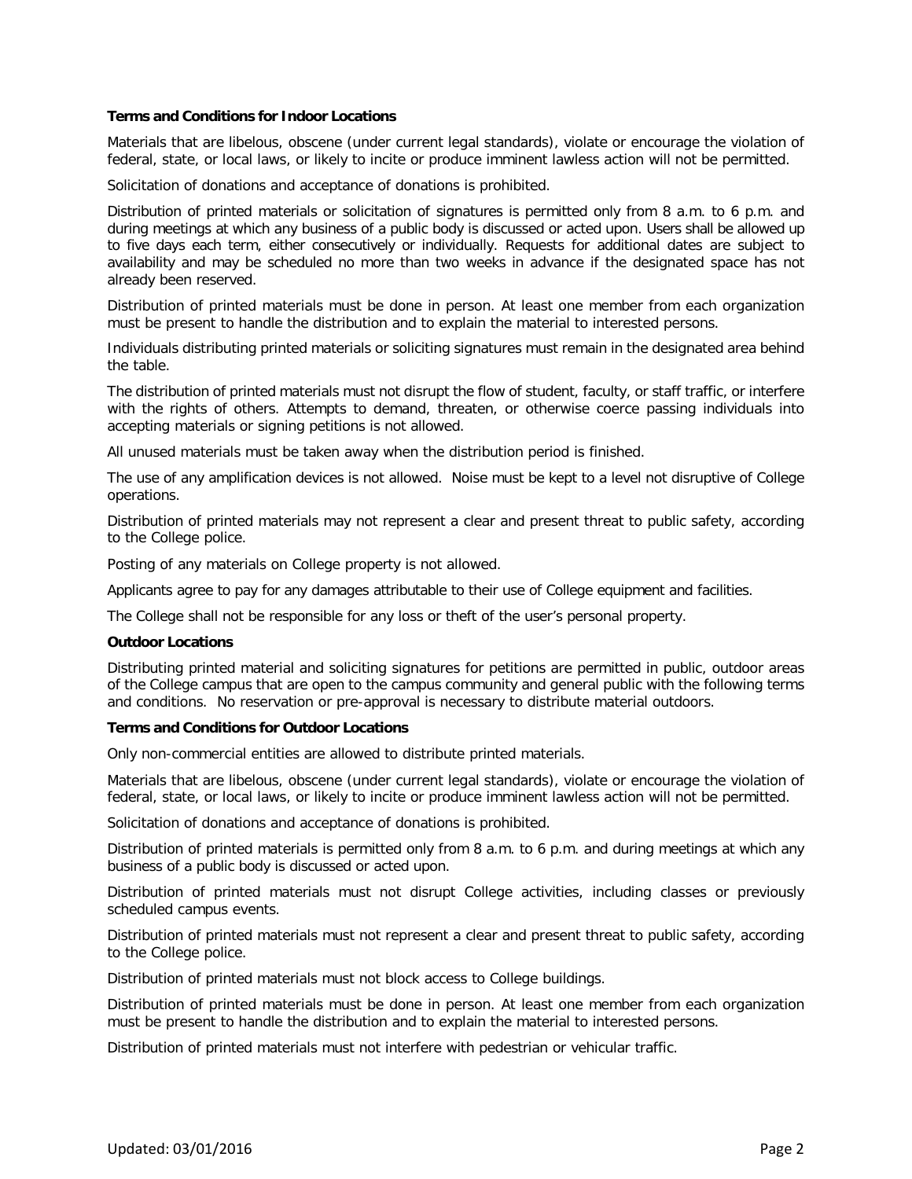**Terms and Conditions for Indoor Locations**

Materials that are libelous, obscene (under current legal standards), violate or encourage the violation of federal, state, or local laws, or likely to incite or produce imminent lawless action will not be permitted.

Solicitation of donations and acceptance of donations is prohibited.

Distribution of printed materials or solicitation of signatures is permitted only from 8 a.m. to 6 p.m. and during meetings at which any business of a public body is discussed or acted upon. Users shall be allowed up to five days each term, either consecutively or individually. Requests for additional dates are subject to availability and may be scheduled no more than two weeks in advance if the designated space has not already been reserved.

Distribution of printed materials must be done in person. At least one member from each organization must be present to handle the distribution and to explain the material to interested persons.

Individuals distributing printed materials or soliciting signatures must remain in the designated area behind the table.

The distribution of printed materials must not disrupt the flow of student, faculty, or staff traffic, or interfere with the rights of others. Attempts to demand, threaten, or otherwise coerce passing individuals into accepting materials or signing petitions is not allowed.

All unused materials must be taken away when the distribution period is finished.

The use of any amplification devices is not allowed. Noise must be kept to a level not disruptive of College operations.

Distribution of printed materials may not represent a clear and present threat to public safety, according to the College police.

Posting of any materials on College property is not allowed.

Applicants agree to pay for any damages attributable to their use of College equipment and facilities.

The College shall not be responsible for any loss or theft of the user's personal property.

**Outdoor Locations**

Distributing printed material and soliciting signatures for petitions are permitted in public, outdoor areas of the College campus that are open to the campus community and general public with the following terms and conditions. No reservation or pre-approval is necessary to distribute material outdoors.

**Terms and Conditions for Outdoor Locations**

Only non-commercial entities are allowed to distribute printed materials.

Materials that are libelous, obscene (under current legal standards), violate or encourage the violation of federal, state, or local laws, or likely to incite or produce imminent lawless action will not be permitted.

Solicitation of donations and acceptance of donations is prohibited.

Distribution of printed materials is permitted only from 8 a.m. to 6 p.m. and during meetings at which any business of a public body is discussed or acted upon.

Distribution of printed materials must not disrupt College activities, including classes or previously scheduled campus events.

Distribution of printed materials must not represent a clear and present threat to public safety, according to the College police.

Distribution of printed materials must not block access to College buildings.

Distribution of printed materials must be done in person. At least one member from each organization must be present to handle the distribution and to explain the material to interested persons.

Distribution of printed materials must not interfere with pedestrian or vehicular traffic.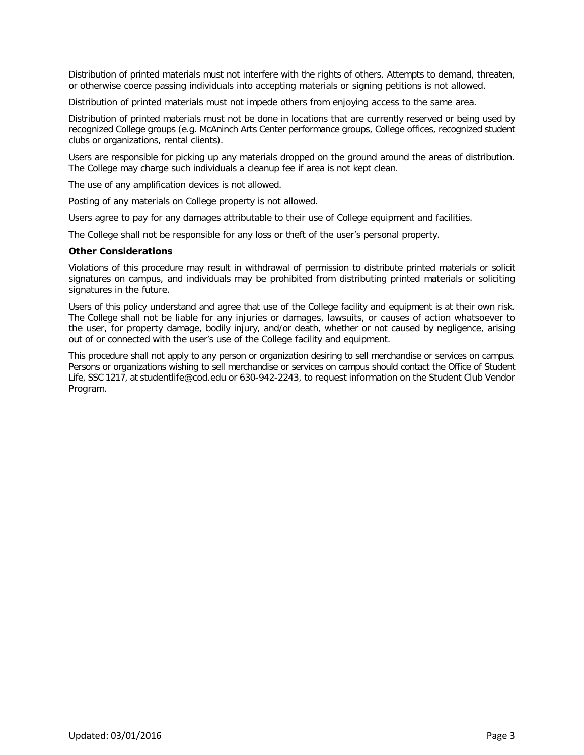Distribution of printed materials must not interfere with the rights of others. Attempts to demand, threaten, or otherwise coerce passing individuals into accepting materials or signing petitions is not allowed.

Distribution of printed materials must not impede others from enjoying access to the same area.

Distribution of printed materials must not be done in locations that are currently reserved or being used by recognized College groups (e.g. McAninch Arts Center performance groups, College offices, recognized student clubs or organizations, rental clients).

Users are responsible for picking up any materials dropped on the ground around the areas of distribution. The College may charge such individuals a cleanup fee if area is not kept clean.

The use of any amplification devices is not allowed.

Posting of any materials on College property is not allowed.

Users agree to pay for any damages attributable to their use of College equipment and facilities.

The College shall not be responsible for any loss or theft of the user's personal property.

**Other Considerations**

Violations of this procedure may result in withdrawal of permission to distribute printed materials or solicit signatures on campus, and individuals may be prohibited from distributing printed materials or soliciting signatures in the future.

Users of this policy understand and agree that use of the College facility and equipment is at their own risk. The College shall not be liable for any injuries or damages, lawsuits, or causes of action whatsoever to the user, for property damage, bodily injury, and/or death, whether or not caused by negligence, arising out of or connected with the user's use of the College facility and equipment.

This procedure shall not apply to any person or organization desiring to sell merchandise or services on campus. Persons or organizations wishing to sell merchandise or services on campus should contact the Office of Student Life, SSC 1217, at studentlife@cod.edu or 630-942-2243, to request information on the Student Club Vendor Program.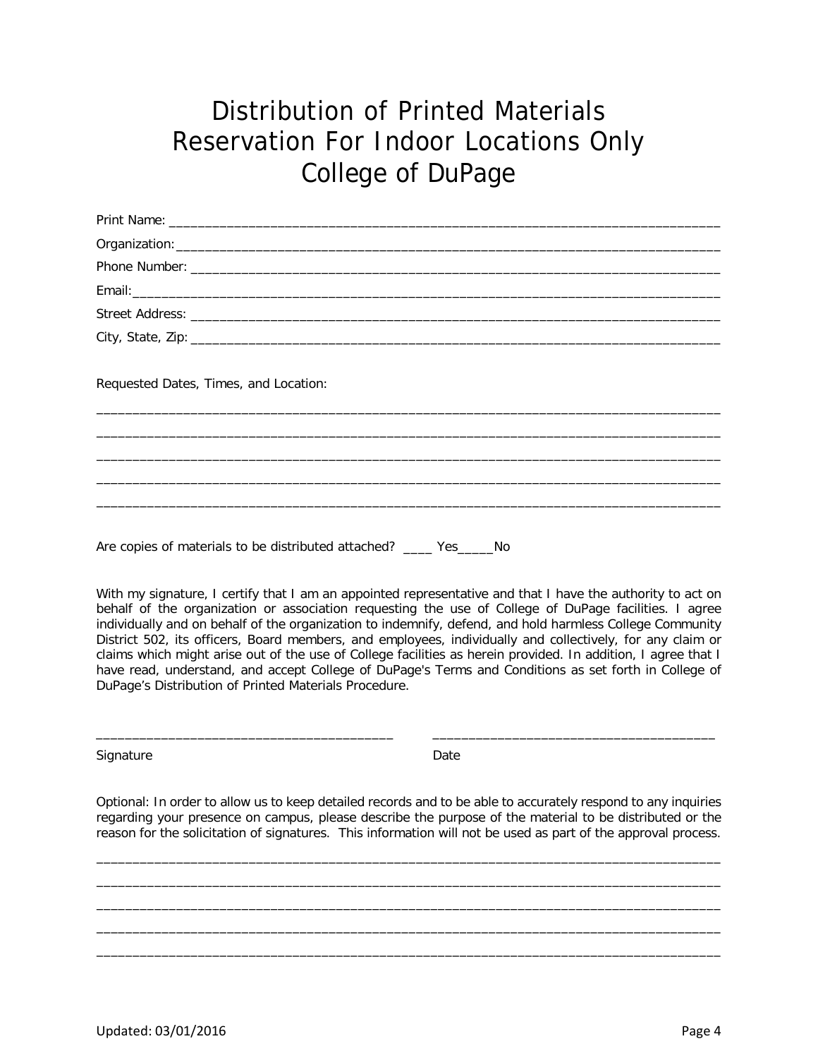# Distribution of Printed Materials Reservation For Indoor Locations Only College of DuPage

Print Name: ______________________________________________________________________________

Organization: _____________________________________________________________________________

Phone Number: ____________________________________________________________________________

Email: ___________________________________________________________________________________

Street Address: ____________________________________________________________________________

City, State, Zip: ____________________________________________________________________________

Requested Dates, Times, and Location:

_________________________________________________________________________________________

_________________________________________________________________________________________

_________________________________________________________________________________________

_________________________________________________________________________________________

_________________________________________________________________________________________

Are copies of materials to be distributed attached? ____ Yes_____No

With my signature, I certify that I am an appointed representative and that I have the authority to act on behalf of the organization or association requesting the use of College of DuPage facilities. I agree individually and on behalf of the organization to indemnify, defend, and hold harmless College Community District 502, its officers, Board members, and employees, individually and collectively, for any claim or claims which might arise out of the use of College facilities as herein provided. In addition, I agree that I have read, understand, and accept College of DuPage's Terms and Conditions as set forth in College of DuPage's Distribution of Printed Materials Procedure.

________________________________________ ________________________________________

Signature Date

Optional: In order to allow us to keep detailed records and to be able to accurately respond to any inquiries regarding your presence on campus, please describe the purpose of the material to be distributed or the reason for the solicitation of signatures. This information will not be used as part of the approval process.

_________________________________________________________________________________________

_________________________________________________________________________________________

_________________________________________________________________________________________

_________________________________________________________________________________________

_________________________________________________________________________________________

Updated: 03/01/2016